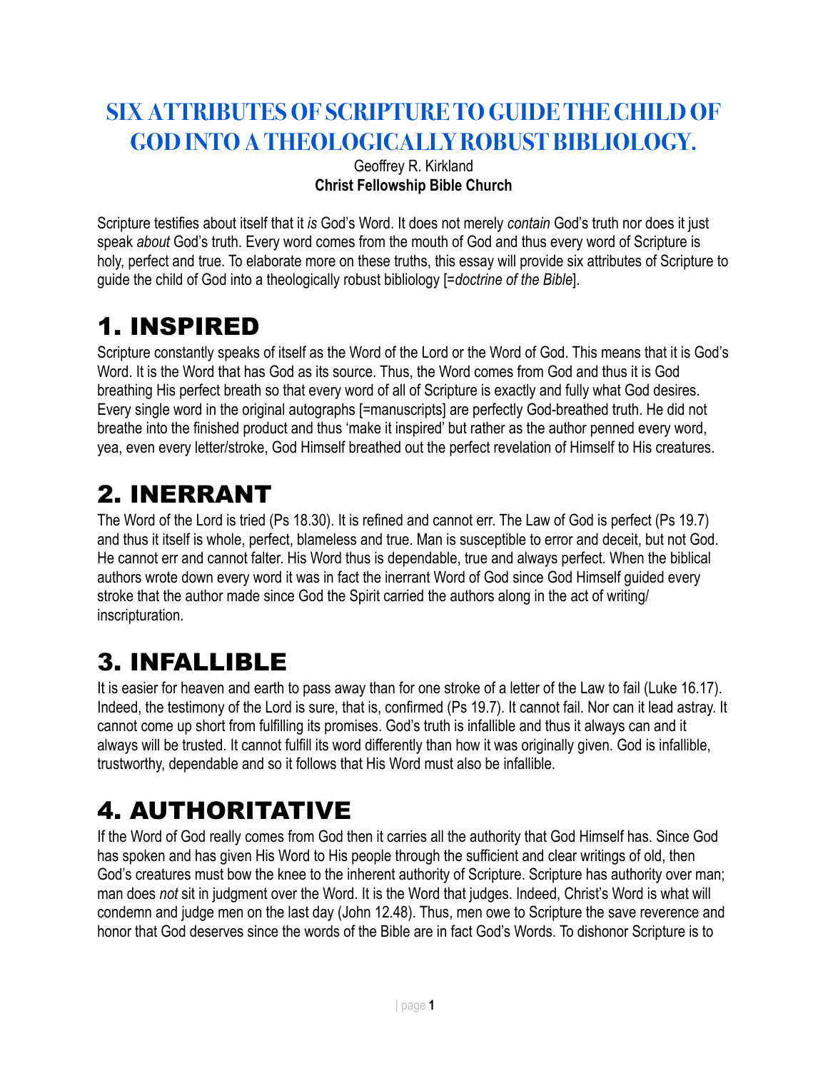# SIX ATTRIBUTES OF SCRIPTURE TO GUIDE THE CHILD OF GOD INTO A THEOLOGICALLY ROBUST BIBLIOLOGY.

Geoffrey R. Kirkland

**Christ Fellowship Bible Church**

Scripture testifies about itself that it *is* God's Word. It does not merely *contain* God's truth nor does it just speak *about* God's truth. Every word comes from the mouth of God and thus every word of Scripture is holy, perfect and true. To elaborate more on these truths, this essay will provide six attributes of Scripture to guide the child of God into a theologically robust bibliology [=*doctrine of the Bible*].

## 1. INSPIRED

Scripture constantly speaks of itself as the Word of the Lord or the Word of God. This means that it is God's Word. It is the Word that has God as its source. Thus, the Word comes from God and thus it is God breathing His perfect breath so that every word of all of Scripture is exactly and fully what God desires. Every single word in the original autographs [=manuscripts] are perfectly God-breathed truth. He did not breathe into the finished product and thus 'make it inspired' but rather as the author penned every word, yea, even every letter/stroke, God Himself breathed out the perfect revelation of Himself to His creatures.

## 2. INERRANT

The Word of the Lord is tried (Ps 18.30). It is refined and cannot err. The Law of God is perfect (Ps 19.7) and thus it itself is whole, perfect, blameless and true. Man is susceptible to error and deceit, but not God. He cannot err and cannot falter. His Word thus is dependable, true and always perfect. When the biblical authors wrote down every word it was in fact the inerrant Word of God since God Himself guided every stroke that the author made since God the Spirit carried the authors along in the act of writing/inscripturation.

## 3. INFALLIBLE

It is easier for heaven and earth to pass away than for one stroke of a letter of the Law to fail (Luke 16.17). Indeed, the testimony of the Lord is sure, that is, confirmed (Ps 19.7). It cannot fail. Nor can it lead astray. It cannot come up short from fulfilling its promises. God's truth is infallible and thus it always can and it always will be trusted. It cannot fulfill its word differently than how it was originally given. God is infallible, trustworthy, dependable and so it follows that His Word must also be infallible.

## 4. AUTHORITATIVE

If the Word of God really comes from God then it carries all the authority that God Himself has. Since God has spoken and has given His Word to His people through the sufficient and clear writings of old, then God's creatures must bow the knee to the inherent authority of Scripture. Scripture has authority over man; man does *not* sit in judgment over the Word. It is the Word that judges. Indeed, Christ's Word is what will condemn and judge men on the last day (John 12.48). Thus, men owe to Scripture the save reverence and honor that God deserves since the words of the Bible are in fact God's Words. To dishonor Scripture is to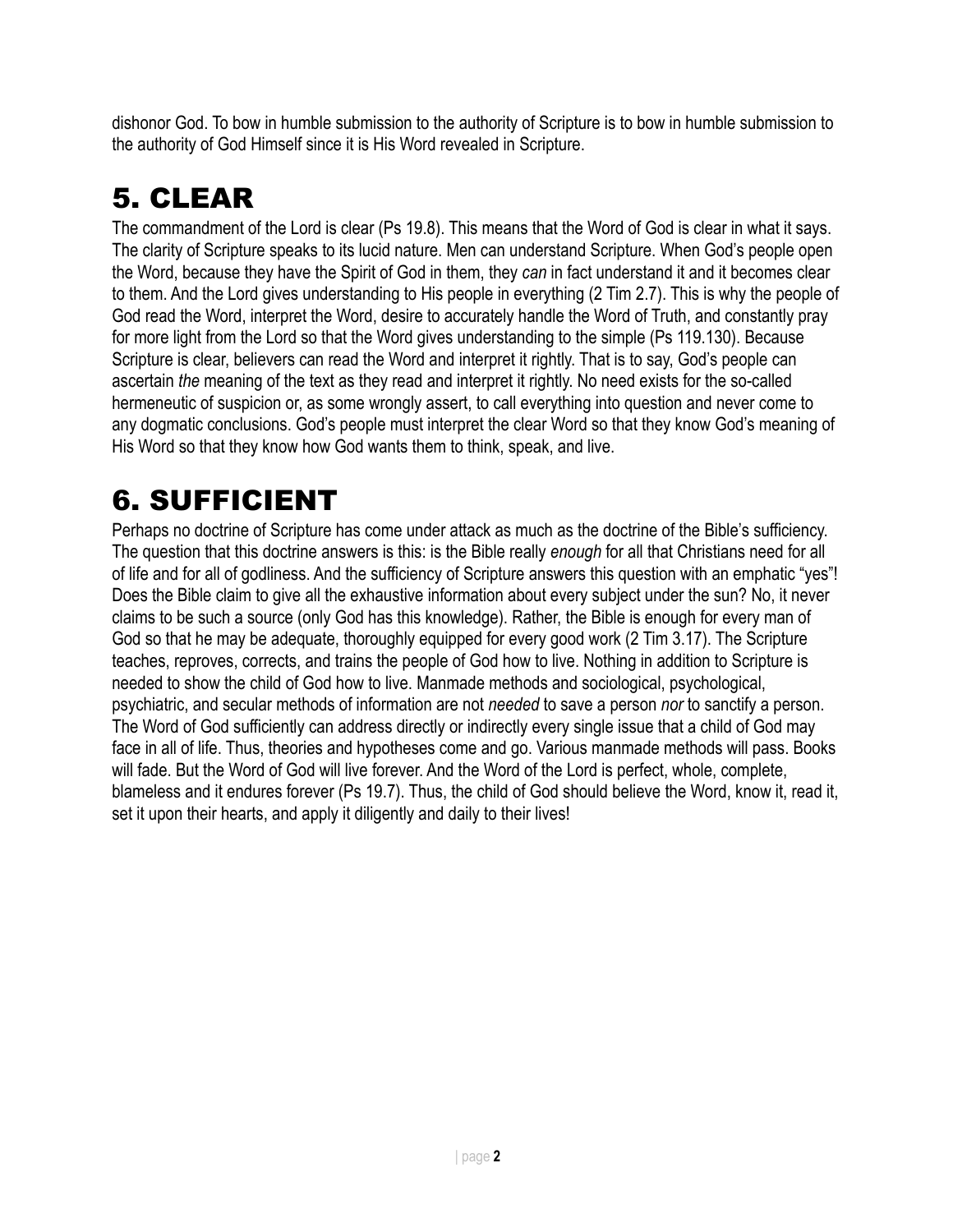dishonor God. To bow in humble submission to the authority of Scripture is to bow in humble submission to the authority of God Himself since it is His Word revealed in Scripture.

## 5. CLEAR

The commandment of the Lord is clear (Ps 19.8). This means that the Word of God is clear in what it says. The clarity of Scripture speaks to its lucid nature. Men can understand Scripture. When God's people open the Word, because they have the Spirit of God in them, they *can* in fact understand it and it becomes clear to them. And the Lord gives understanding to His people in everything (2 Tim 2.7). This is why the people of God read the Word, interpret the Word, desire to accurately handle the Word of Truth, and constantly pray for more light from the Lord so that the Word gives understanding to the simple (Ps 119.130). Because Scripture is clear, believers can read the Word and interpret it rightly. That is to say, God's people can ascertain *the* meaning of the text as they read and interpret it rightly. No need exists for the so-called hermeneutic of suspicion or, as some wrongly assert, to call everything into question and never come to any dogmatic conclusions. God's people must interpret the clear Word so that they know God's meaning of His Word so that they know how God wants them to think, speak, and live.

## 6. SUFFICIENT

Perhaps no doctrine of Scripture has come under attack as much as the doctrine of the Bible's sufficiency. The question that this doctrine answers is this: is the Bible really *enough* for all that Christians need for all of life and for all of godliness. And the sufficiency of Scripture answers this question with an emphatic "yes"! Does the Bible claim to give all the exhaustive information about every subject under the sun? No, it never claims to be such a source (only God has this knowledge). Rather, the Bible is enough for every man of God so that he may be adequate, thoroughly equipped for every good work (2 Tim 3.17). The Scripture teaches, reproves, corrects, and trains the people of God how to live. Nothing in addition to Scripture is needed to show the child of God how to live. Manmade methods and sociological, psychological, psychiatric, and secular methods of information are not *needed* to save a person *nor* to sanctify a person. The Word of God sufficiently can address directly or indirectly every single issue that a child of God may face in all of life. Thus, theories and hypotheses come and go. Various manmade methods will pass. Books will fade. But the Word of God will live forever. And the Word of the Lord is perfect, whole, complete, blameless and it endures forever (Ps 19.7). Thus, the child of God should believe the Word, know it, read it, set it upon their hearts, and apply it diligently and daily to their lives!